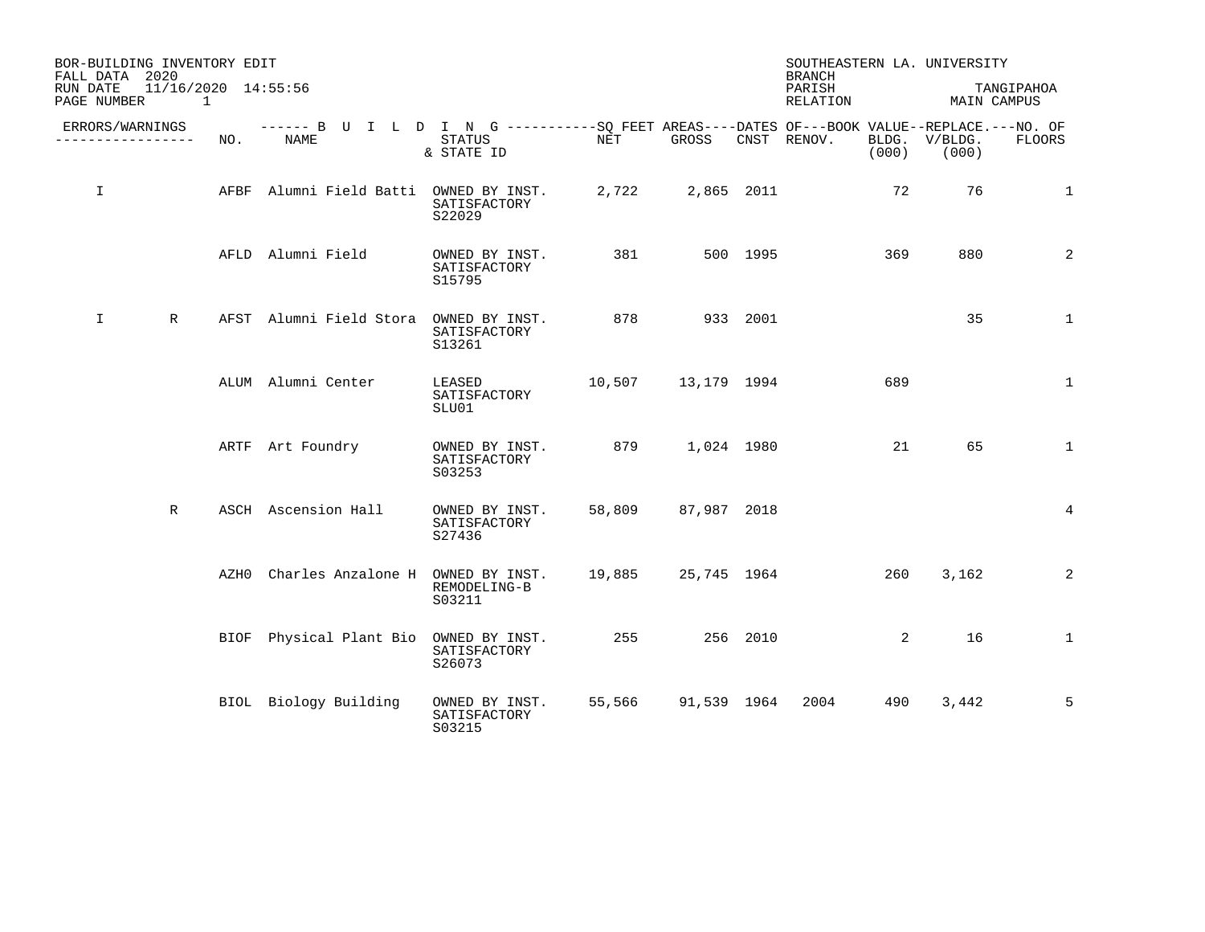BOR-BUILDING INVENTORY EDIT
FALL DATA 2020
RUN DATE 11/16/2020 14:55:56
PAGE NUMBER 1

SOUTHEASTERN LA. UNIVERSITY
BRANCH
PARISH TANGIPAHOA
RELATION MAIN CAMPUS

| ERRORS/WARNINGS | | NO. | NAME | STATUS & STATE ID | NET | GROSS | CNST | RENOV. | BOOK VALUE BLDG. (000) | REPLACE. V/BLDG. (000) | NO. OF FLOORS |
|---|---|---|---|---|---|---|---|---|---|---|---|
| I | | AFBF | Alumni Field Batti | OWNED BY INST. SATISFACTORY S22029 | 2,722 | 2,865 | 2011 | | 72 | 76 | 1 |
| | | AFLD | Alumni Field | OWNED BY INST. SATISFACTORY S15795 | 381 | 500 | 1995 | | 369 | 880 | 2 |
| I | R | AFST | Alumni Field Stora | OWNED BY INST. SATISFACTORY S13261 | 878 | 933 | 2001 | | | 35 | 1 |
| | | ALUM | Alumni Center | LEASED SATISFACTORY SLU01 | 10,507 | 13,179 | 1994 | | 689 | | 1 |
| | | ARTF | Art Foundry | OWNED BY INST. SATISFACTORY S03253 | 879 | 1,024 | 1980 | | 21 | 65 | 1 |
| | R | ASCH | Ascension Hall | OWNED BY INST. SATISFACTORY S27436 | 58,809 | 87,987 | 2018 | | | | 4 |
| | | AZH0 | Charles Anzalone H | OWNED BY INST. REMODELING-B S03211 | 19,885 | 25,745 | 1964 | | 260 | 3,162 | 2 |
| | | BIOF | Physical Plant Bio | OWNED BY INST. SATISFACTORY S26073 | 255 | 256 | 2010 | | 2 | 16 | 1 |
| | | BIOL | Biology Building | OWNED BY INST. SATISFACTORY S03215 | 55,566 | 91,539 | 1964 | 2004 | 490 | 3,442 | 5 |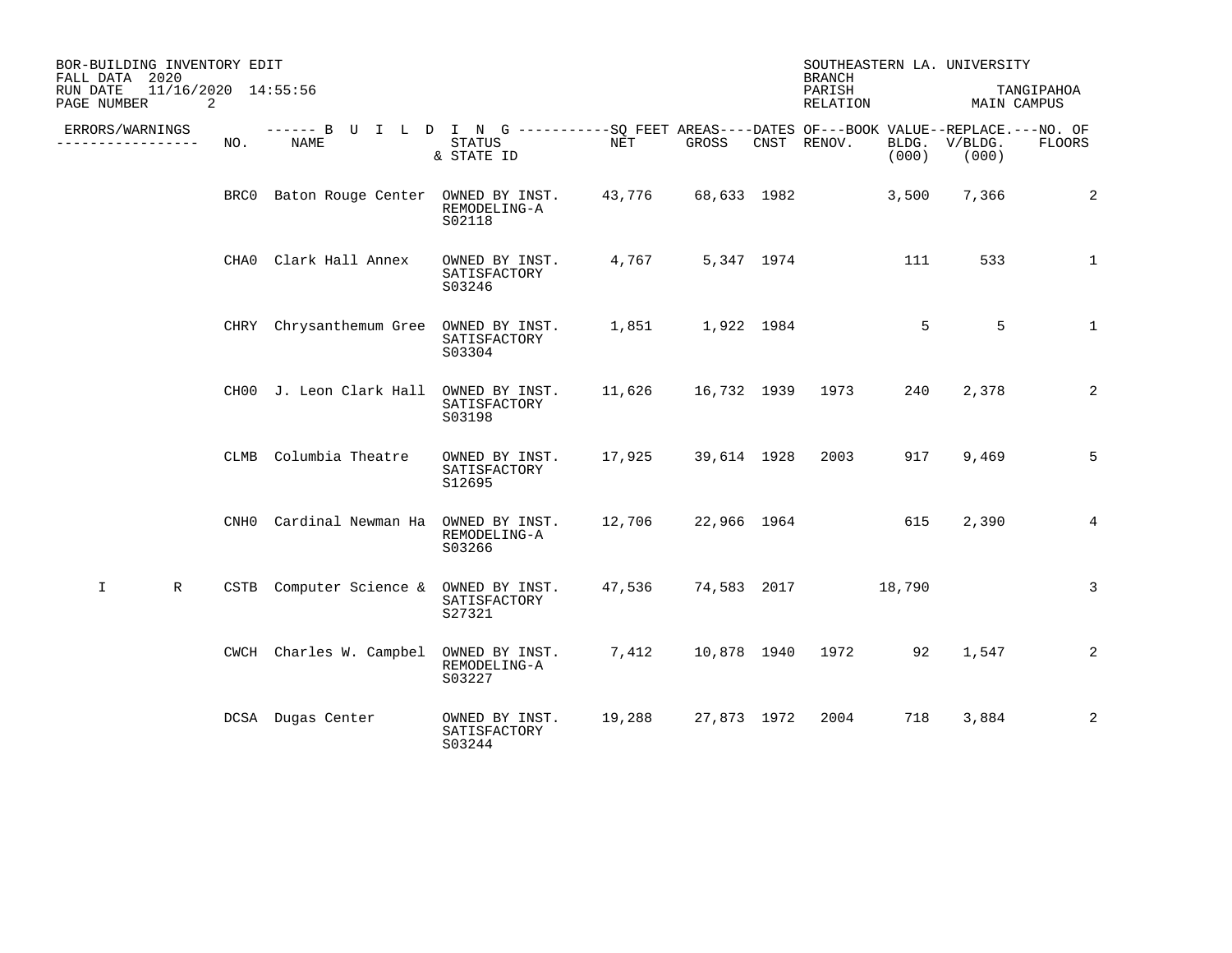BOR-BUILDING INVENTORY EDIT
FALL DATA 2020
RUN DATE 11/16/2020 14:55:56

SOUTHEASTERN LA. UNIVERSITY
BRANCH
PARISH TANGIPAHOA
RELATION MAIN CAMPUS

| ERRORS/WARNINGS | | BUILDING NO. | BUILDING NAME | STATUS & STATE ID | SQ FEET AREAS NET | SQ FEET AREAS GROSS | DATES OF CNST | DATES OF RENOV. | BOOK VALUE BLDG. (000) | REPLACE. V/BLDG. (000) | NO. OF FLOORS |
|---|---|---|---|---|---|---|---|---|---|---|---|
| | | BRC0 | Baton Rouge Center | OWNED BY INST. REMODELING-A S02118 | 43,776 | 68,633 | 1982 | | 3,500 | 7,366 | 2 |
| | | CHA0 | Clark Hall Annex | OWNED BY INST. SATISFACTORY S03246 | 4,767 | 5,347 | 1974 | | 111 | 533 | 1 |
| | | CHRY | Chrysanthemum Gree | OWNED BY INST. SATISFACTORY S03304 | 1,851 | 1,922 | 1984 | | 5 | 5 | 1 |
| | | CH00 | J. Leon Clark Hall | OWNED BY INST. SATISFACTORY S03198 | 11,626 | 16,732 | 1939 | 1973 | 240 | 2,378 | 2 |
| | | CLMB | Columbia Theatre | OWNED BY INST. SATISFACTORY S12695 | 17,925 | 39,614 | 1928 | 2003 | 917 | 9,469 | 5 |
| | | CNH0 | Cardinal Newman Ha | OWNED BY INST. REMODELING-A S03266 | 12,706 | 22,966 | 1964 | | 615 | 2,390 | 4 |
| I | R | CSTB | Computer Science & | OWNED BY INST. SATISFACTORY S27321 | 47,536 | 74,583 | 2017 | | 18,790 | | 3 |
| | | CWCH | Charles W. Campbel | OWNED BY INST. REMODELING-A S03227 | 7,412 | 10,878 | 1940 | 1972 | 92 | 1,547 | 2 |
| | | DCSA | Dugas Center | OWNED BY INST. SATISFACTORY S03244 | 19,288 | 27,873 | 1972 | 2004 | 718 | 3,884 | 2 |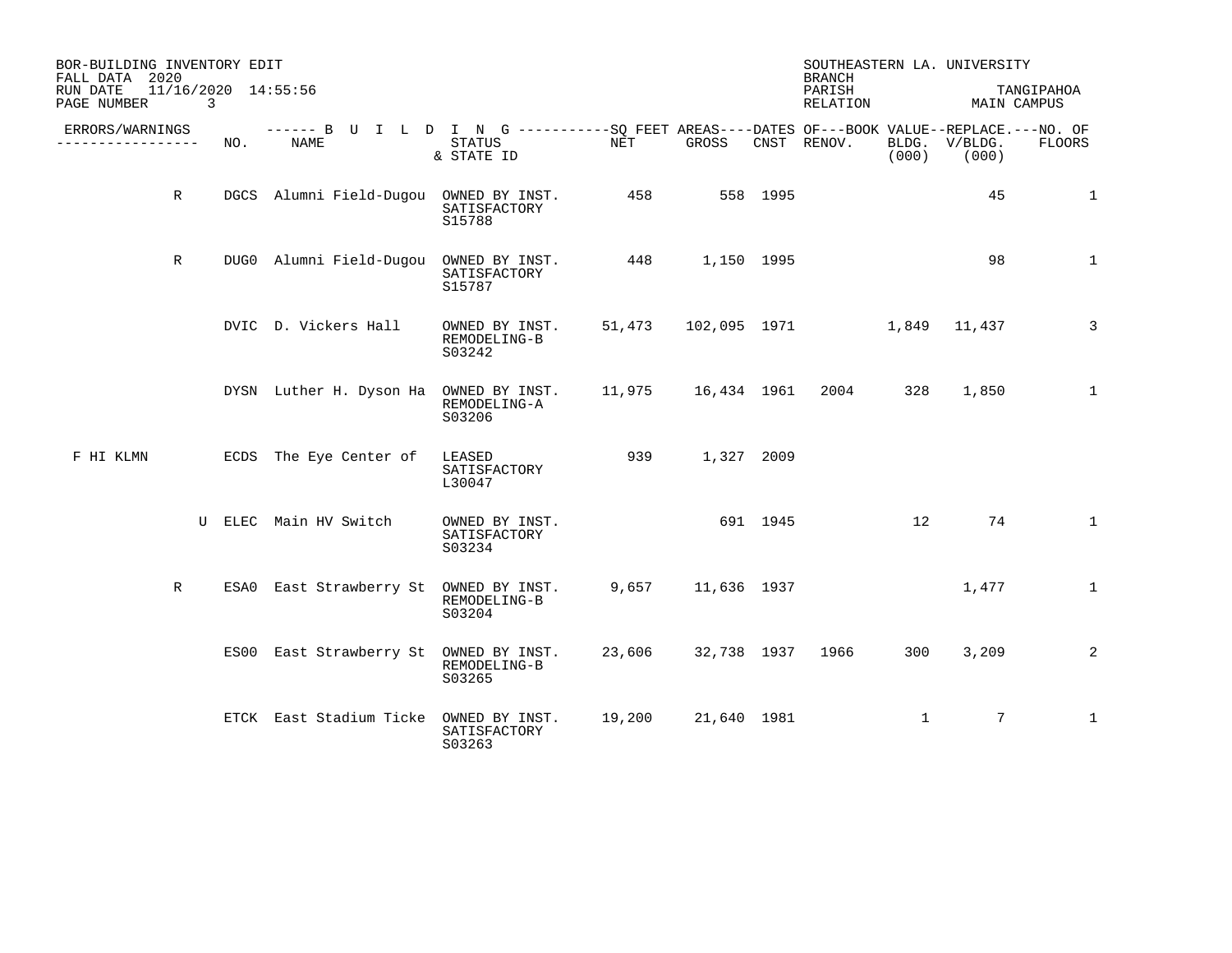BOR-BUILDING INVENTORY EDIT
FALL DATA 2020
RUN DATE 11/16/2020 14:55:56

SOUTHEASTERN LA. UNIVERSITY
BRANCH
PARISH TANGIPAHOA
RELATION MAIN CAMPUS

| ERRORS/WARNINGS | | NO. | NAME | STATUS & STATE ID | NET | GROSS | CNST | RENOV. | BLDG. (000) | V/BLDG. (000) | NO. OF FLOORS |
|---|---|---|---|---|---|---|---|---|---|---|---|
| | R | DGCS | Alumni Field-Dugou | OWNED BY INST. SATISFACTORY S15788 | 458 | 558 | 1995 | | | 45 | 1 |
| | R | DUG0 | Alumni Field-Dugou | OWNED BY INST. SATISFACTORY S15787 | 448 | 1,150 | 1995 | | | 98 | 1 |
| | | DVIC | D. Vickers Hall | OWNED BY INST. REMODELING-B S03242 | 51,473 | 102,095 | 1971 | | 1,849 | 11,437 | 3 |
| | | DYSN | Luther H. Dyson Ha | OWNED BY INST. REMODELING-A S03206 | 11,975 | 16,434 | 1961 | 2004 | 328 | 1,850 | 1 |
| F HI KLMN | | ECDS | The Eye Center of | LEASED SATISFACTORY L30047 | 939 | 1,327 | 2009 | | | | |
| | U | ELEC | Main HV Switch | OWNED BY INST. SATISFACTORY S03234 | | 691 | 1945 | | 12 | 74 | 1 |
| | R | ESA0 | East Strawberry St | OWNED BY INST. REMODELING-B S03204 | 9,657 | 11,636 | 1937 | | | 1,477 | 1 |
| | | ES00 | East Strawberry St | OWNED BY INST. REMODELING-B S03265 | 23,606 | 32,738 | 1937 | 1966 | 300 | 3,209 | 2 |
| | | ETCK | East Stadium Ticke | OWNED BY INST. SATISFACTORY S03263 | 19,200 | 21,640 | 1981 | | 1 | 7 | 1 |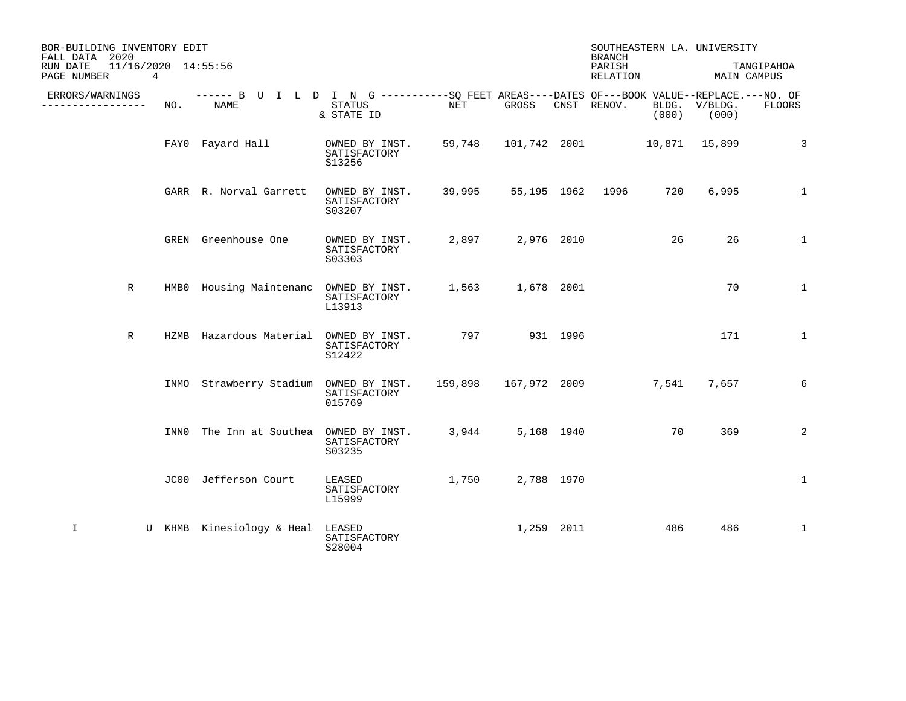BOR-BUILDING INVENTORY EDIT
FALL DATA 2020
RUN DATE 11/16/2020 14:55:56

SOUTHEASTERN LA. UNIVERSITY
BRANCH
PARISH TANGIPAHOA
RELATION MAIN CAMPUS

| ERRORS/WARNINGS | | NO. | NAME | STATUS & STATE ID | SQ FEET AREAS NET | GROSS | DATES OF CNST | RENOV. | BOOK VALUE BLDG. (000) | REPLACE. V/BLDG. (000) | NO. OF FLOORS |
|---|---|---|---|---|---|---|---|---|---|---|---|
| | | FAY0 | Fayard Hall | OWNED BY INST. SATISFACTORY S13256 | 59,748 | 101,742 | 2001 | | 10,871 | 15,899 | 3 |
| | | GARR | R. Norval Garrett | OWNED BY INST. SATISFACTORY S03207 | 39,995 | 55,195 | 1962 | 1996 | 720 | 6,995 | 1 |
| | | GREN | Greenhouse One | OWNED BY INST. SATISFACTORY S03303 | 2,897 | 2,976 | 2010 | | 26 | 26 | 1 |
| R | | HMB0 | Housing Maintenanc | OWNED BY INST. SATISFACTORY L13913 | 1,563 | 1,678 | 2001 | | | 70 | 1 |
| R | | HZMB | Hazardous Material | OWNED BY INST. SATISFACTORY S12422 | 797 | 931 | 1996 | | | 171 | 1 |
| | | INMO | Strawberry Stadium | OWNED BY INST. SATISFACTORY 015769 | 159,898 | 167,972 | 2009 | | 7,541 | 7,657 | 6 |
| | | INN0 | The Inn at Southea | OWNED BY INST. SATISFACTORY S03235 | 3,944 | 5,168 | 1940 | | 70 | 369 | 2 |
| | | JC00 | Jefferson Court | LEASED SATISFACTORY L15999 | 1,750 | 2,788 | 1970 | | | | 1 |
| I | U | KHMB | Kinesiology & Heal | LEASED SATISFACTORY S28004 | | 1,259 | 2011 | | 486 | 486 | 1 |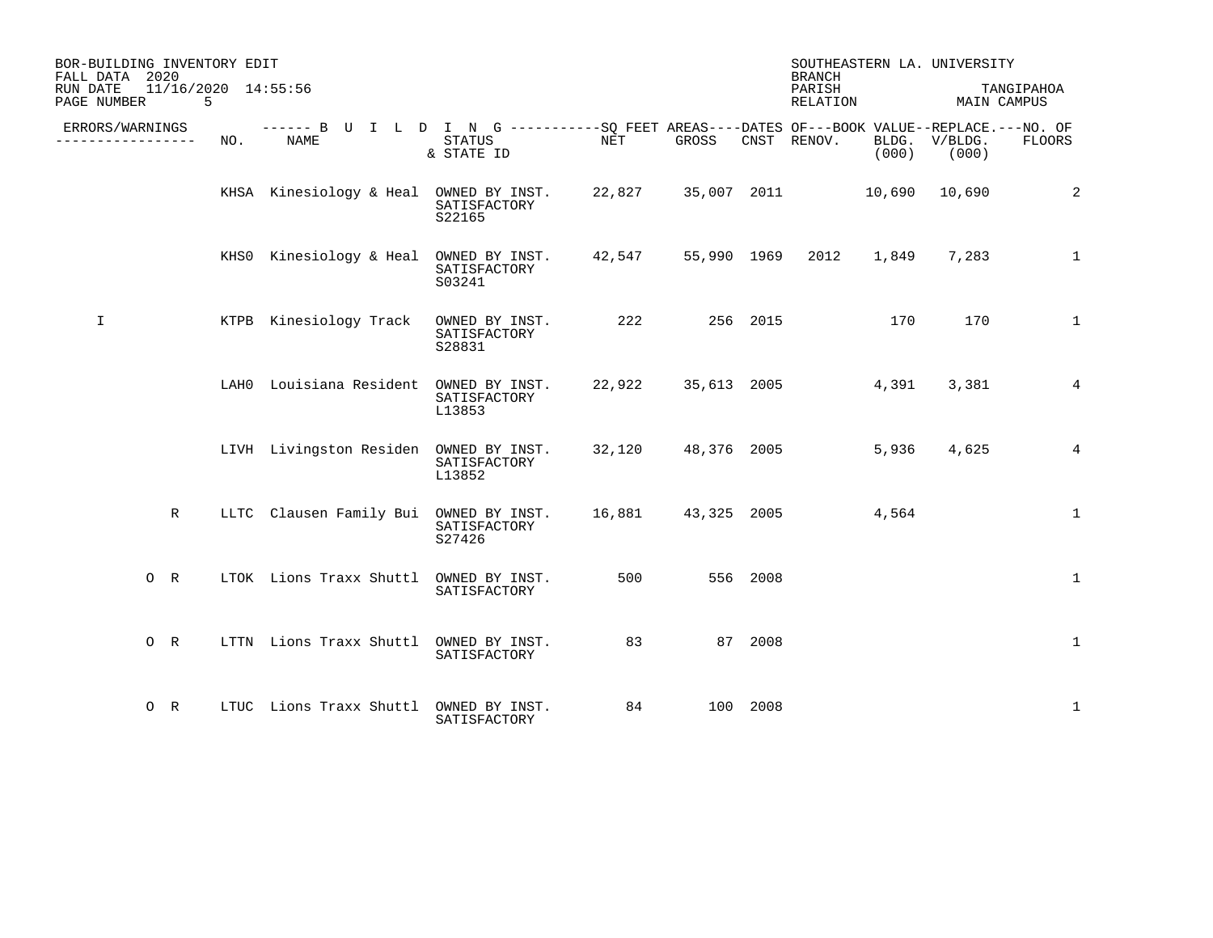BOR-BUILDING INVENTORY EDIT
FALL DATA 2020
RUN DATE 11/16/2020 14:55:56

SOUTHEASTERN LA. UNIVERSITY
BRANCH
PARISH TANGIPAHOA
RELATION MAIN CAMPUS

| ERRORS/WARNINGS | NO. | NAME | STATUS & STATE ID | NET | GROSS | CNST | RENOV. | BLDG. (000) | V/BLDG. (000) | NO. OF FLOORS |
|---|---|---|---|---|---|---|---|---|---|---|
| | KHSA | Kinesiology & Heal | OWNED BY INST. SATISFACTORY S22165 | 22,827 | 35,007 | 2011 | | 10,690 | 10,690 | 2 |
| | KHS0 | Kinesiology & Heal | OWNED BY INST. SATISFACTORY S03241 | 42,547 | 55,990 | 1969 | 2012 | 1,849 | 7,283 | 1 |
| I | KTPB | Kinesiology Track | OWNED BY INST. SATISFACTORY S28831 | 222 | 256 | 2015 | | 170 | 170 | 1 |
| | LAH0 | Louisiana Resident | OWNED BY INST. SATISFACTORY L13853 | 22,922 | 35,613 | 2005 | | 4,391 | 3,381 | 4 |
| | LIVH | Livingston Residen | OWNED BY INST. SATISFACTORY L13852 | 32,120 | 48,376 | 2005 | | 5,936 | 4,625 | 4 |
| R | LLTC | Clausen Family Bui | OWNED BY INST. SATISFACTORY S27426 | 16,881 | 43,325 | 2005 | | 4,564 | | 1 |
| O R | LTOK | Lions Traxx Shuttl | OWNED BY INST. SATISFACTORY | 500 | 556 | 2008 | | | | 1 |
| O R | LTTN | Lions Traxx Shuttl | OWNED BY INST. SATISFACTORY | 83 | 87 | 2008 | | | | 1 |
| O R | LTUC | Lions Traxx Shuttl | OWNED BY INST. SATISFACTORY | 84 | 100 | 2008 | | | | 1 |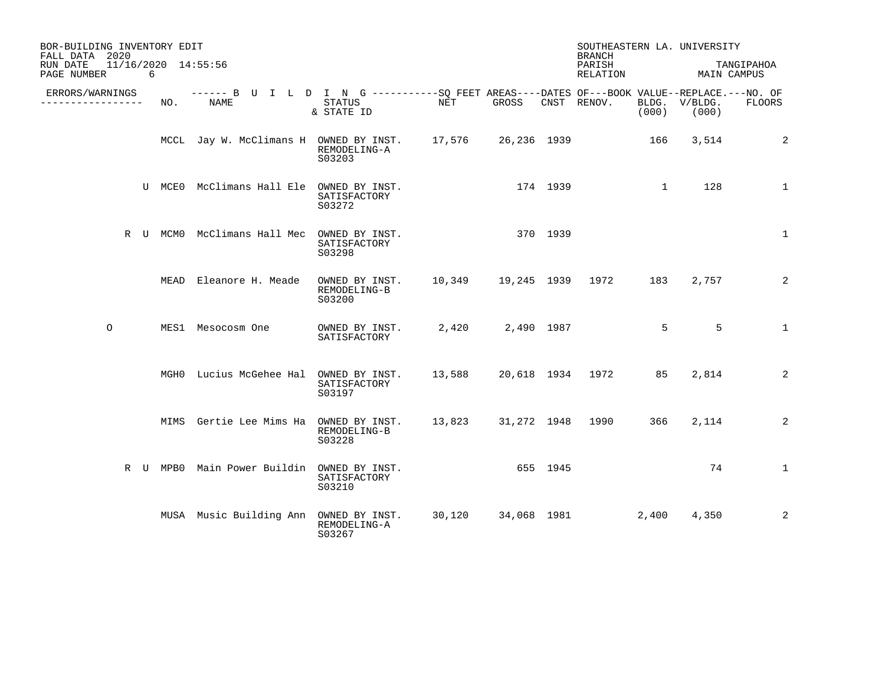BOR-BUILDING INVENTORY EDIT
FALL DATA 2020
RUN DATE 11/16/2020 14:55:56

SOUTHEASTERN LA. UNIVERSITY
BRANCH
PARISH TANGIPAHOA
RELATION MAIN CAMPUS

| ERRORS/WARNINGS | NO. | NAME | STATUS & STATE ID | NET | GROSS | CNST | RENOV. | BLDG. (000) | V/BLDG. (000) | NO. OF FLOORS |
|---|---|---|---|---|---|---|---|---|---|---|
| | MCCL | Jay W. McClimans H | OWNED BY INST. REMODELING-A S03203 | 17,576 | 26,236 | 1939 | | 166 | 3,514 | 2 |
| U | MCE0 | McClimans Hall Ele | OWNED BY INST. SATISFACTORY S03272 | | 174 | 1939 | | 1 | 128 | 1 |
| R U | MCM0 | McClimans Hall Mec | OWNED BY INST. SATISFACTORY S03298 | | 370 | 1939 | | | | 1 |
| | MEAD | Eleanore H. Meade | OWNED BY INST. REMODELING-B S03200 | 10,349 | 19,245 | 1939 | 1972 | 183 | 2,757 | 2 |
| O | MES1 | Mesocosm One | OWNED BY INST. SATISFACTORY | 2,420 | 2,490 | 1987 | | 5 | 5 | 1 |
| | MGH0 | Lucius McGehee Hal | OWNED BY INST. SATISFACTORY S03197 | 13,588 | 20,618 | 1934 | 1972 | 85 | 2,814 | 2 |
| | MIMS | Gertie Lee Mims Ha | OWNED BY INST. REMODELING-B S03228 | 13,823 | 31,272 | 1948 | 1990 | 366 | 2,114 | 2 |
| R U | MPB0 | Main Power Buildin | OWNED BY INST. SATISFACTORY S03210 | | 655 | 1945 | | | 74 | 1 |
| | MUSA | Music Building Ann | OWNED BY INST. REMODELING-A S03267 | 30,120 | 34,068 | 1981 | | 2,400 | 4,350 | 2 |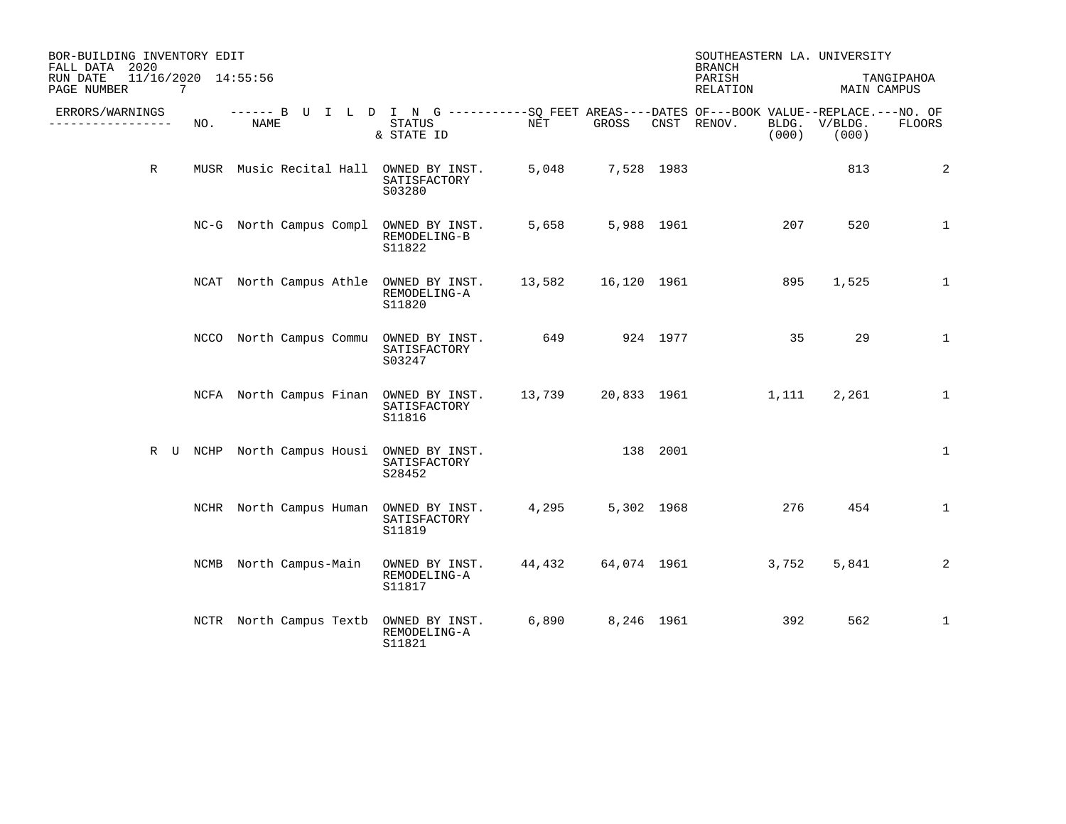BOR-BUILDING INVENTORY EDIT
FALL DATA 2020
RUN DATE 11/16/2020 14:55:56

SOUTHEASTERN LA. UNIVERSITY
BRANCH
PARISH TANGIPAHOA
RELATION MAIN CAMPUS

| ERRORS/WARNINGS | NO. | NAME | STATUS & STATE ID | NET | GROSS | CNST | RENOV. | BOOK VALUE BLDG. (000) | REPLACE. V/BLDG. (000) | NO. OF FLOORS |
|---|---|---|---|---|---|---|---|---|---|---|
| R | MUSR | Music Recital Hall | OWNED BY INST. SATISFACTORY S03280 | 5,048 | 7,528 | 1983 | | | 813 | 2 |
| | NC-G | North Campus Compl | OWNED BY INST. REMODELING-B S11822 | 5,658 | 5,988 | 1961 | | 207 | 520 | 1 |
| | NCAT | North Campus Athle | OWNED BY INST. REMODELING-A S11820 | 13,582 | 16,120 | 1961 | | 895 | 1,525 | 1 |
| | NCCO | North Campus Commu | OWNED BY INST. SATISFACTORY S03247 | 649 | 924 | 1977 | | 35 | 29 | 1 |
| | NCFA | North Campus Finan | OWNED BY INST. SATISFACTORY S11816 | 13,739 | 20,833 | 1961 | | 1,111 | 2,261 | 1 |
| R U | NCHP | North Campus Housi | OWNED BY INST. SATISFACTORY S28452 | | 138 | 2001 | | | | 1 |
| | NCHR | North Campus Human | OWNED BY INST. SATISFACTORY S11819 | 4,295 | 5,302 | 1968 | | 276 | 454 | 1 |
| | NCMB | North Campus-Main | OWNED BY INST. REMODELING-A S11817 | 44,432 | 64,074 | 1961 | | 3,752 | 5,841 | 2 |
| | NCTR | North Campus Textb | OWNED BY INST. REMODELING-A S11821 | 6,890 | 8,246 | 1961 | | 392 | 562 | 1 |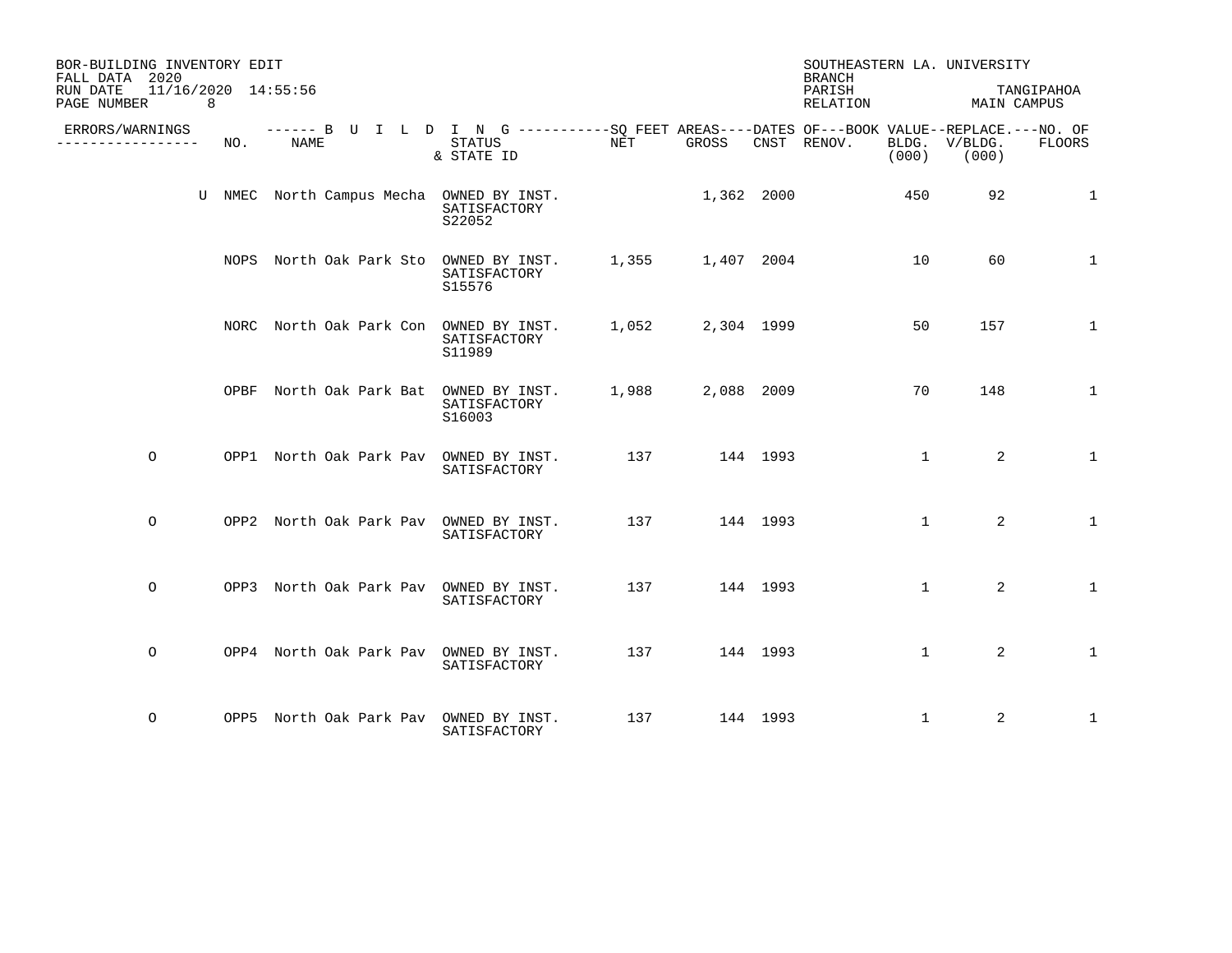BOR-BUILDING INVENTORY EDIT
FALL DATA 2020
RUN DATE 11/16/2020 14:55:56

SOUTHEASTERN LA. UNIVERSITY
BRANCH
PARISH TANGIPAHOA
RELATION MAIN CAMPUS

| ERRORS/WARNINGS | | NO. | NAME | STATUS & STATE ID | NET | GROSS | CNST | RENOV. | BOOK VALUE BLDG. (000) | REPLACE. V/BLDG. (000) | NO. OF FLOORS |
|---|---|---|---|---|---|---|---|---|---|---|---|
| | U | NMEC | North Campus Mecha | OWNED BY INST. SATISFACTORY S22052 | | 1,362 | 2000 | | 450 | 92 | 1 |
| | | NOPS | North Oak Park Sto | OWNED BY INST. SATISFACTORY S15576 | 1,355 | 1,407 | 2004 | | 10 | 60 | 1 |
| | | NORC | North Oak Park Con | OWNED BY INST. SATISFACTORY S11989 | 1,052 | 2,304 | 1999 | | 50 | 157 | 1 |
| | | OPBF | North Oak Park Bat | OWNED BY INST. SATISFACTORY S16003 | 1,988 | 2,088 | 2009 | | 70 | 148 | 1 |
| O | | OPP1 | North Oak Park Pav | OWNED BY INST. SATISFACTORY | 137 | 144 | 1993 | | 1 | 2 | 1 |
| O | | OPP2 | North Oak Park Pav | OWNED BY INST. SATISFACTORY | 137 | 144 | 1993 | | 1 | 2 | 1 |
| O | | OPP3 | North Oak Park Pav | OWNED BY INST. SATISFACTORY | 137 | 144 | 1993 | | 1 | 2 | 1 |
| O | | OPP4 | North Oak Park Pav | OWNED BY INST. SATISFACTORY | 137 | 144 | 1993 | | 1 | 2 | 1 |
| O | | OPP5 | North Oak Park Pav | OWNED BY INST. SATISFACTORY | 137 | 144 | 1993 | | 1 | 2 | 1 |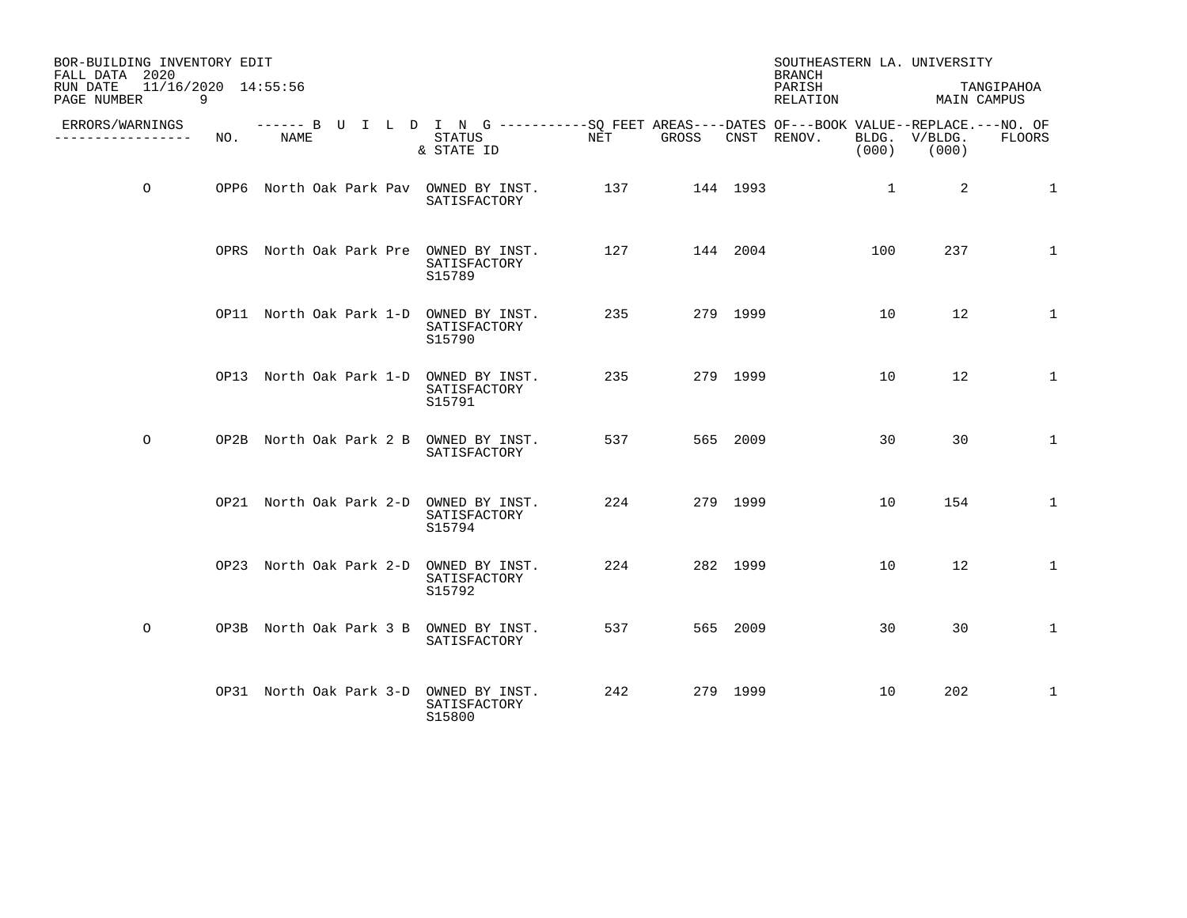BOR-BUILDING INVENTORY EDIT
FALL DATA 2020
RUN DATE 11/16/2020 14:55:56

SOUTHEASTERN LA. UNIVERSITY
BRANCH
PARISH TANGIPAHOA
RELATION MAIN CAMPUS

| ERRORS/WARNINGS | NO. | NAME | STATUS & STATE ID | NET | GROSS | CNST | RENOV. | BOOK VALUE BLDG. (000) | REPLACE. V/BLDG. (000) | NO. OF FLOORS |
|---|---|---|---|---|---|---|---|---|---|---|
| O | OPP6 | North Oak Park Pav | OWNED BY INST. SATISFACTORY | 137 | 144 | 1993 | | 1 | 2 | 1 |
| | OPRS | North Oak Park Pre | OWNED BY INST. SATISFACTORY S15789 | 127 | 144 | 2004 | | 100 | 237 | 1 |
| | OP11 | North Oak Park 1-D | OWNED BY INST. SATISFACTORY S15790 | 235 | 279 | 1999 | | 10 | 12 | 1 |
| | OP13 | North Oak Park 1-D | OWNED BY INST. SATISFACTORY S15791 | 235 | 279 | 1999 | | 10 | 12 | 1 |
| O | OP2B | North Oak Park 2 B | OWNED BY INST. SATISFACTORY | 537 | 565 | 2009 | | 30 | 30 | 1 |
| | OP21 | North Oak Park 2-D | OWNED BY INST. SATISFACTORY S15794 | 224 | 279 | 1999 | | 10 | 154 | 1 |
| | OP23 | North Oak Park 2-D | OWNED BY INST. SATISFACTORY S15792 | 224 | 282 | 1999 | | 10 | 12 | 1 |
| O | OP3B | North Oak Park 3 B | OWNED BY INST. SATISFACTORY | 537 | 565 | 2009 | | 30 | 30 | 1 |
| | OP31 | North Oak Park 3-D | OWNED BY INST. SATISFACTORY S15800 | 242 | 279 | 1999 | | 10 | 202 | 1 |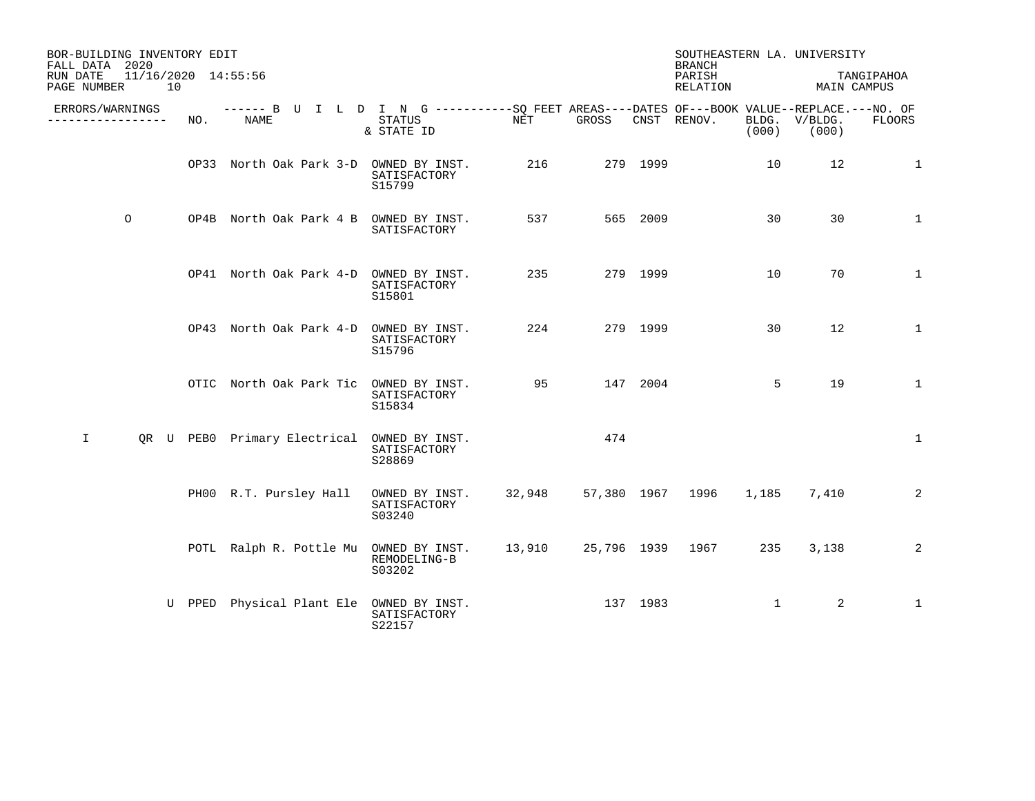BOR-BUILDING INVENTORY EDIT
FALL DATA 2020
RUN DATE 11/16/2020 14:55:56

SOUTHEASTERN LA. UNIVERSITY
BRANCH
PARISH TANGIPAHOA
RELATION MAIN CAMPUS

| ERRORS/WARNINGS | | NO. | NAME | STATUS & STATE ID | NET | GROSS | CNST | RENOV. | BOOK VALUE BLDG. (000) | REPLACE. V/BLDG. (000) | NO. OF FLOORS |
|---|---|---|---|---|---|---|---|---|---|---|---|
| | | OP33 | North Oak Park 3-D | OWNED BY INST. SATISFACTORY S15799 | 216 | 279 | 1999 | | 10 | 12 | 1 |
| O | | OP4B | North Oak Park 4 B | OWNED BY INST. SATISFACTORY | 537 | 565 | 2009 | | 30 | 30 | 1 |
| | | OP41 | North Oak Park 4-D | OWNED BY INST. SATISFACTORY S15801 | 235 | 279 | 1999 | | 10 | 70 | 1 |
| | | OP43 | North Oak Park 4-D | OWNED BY INST. SATISFACTORY S15796 | 224 | 279 | 1999 | | 30 | 12 | 1 |
| | | OTIC | North Oak Park Tic | OWNED BY INST. SATISFACTORY S15834 | 95 | 147 | 2004 | | 5 | 19 | 1 |
| I | QR U | PEB0 | Primary Electrical | OWNED BY INST. SATISFACTORY S28869 | | 474 | | | | | 1 |
| | | PH00 | R.T. Pursley Hall | OWNED BY INST. SATISFACTORY S03240 | 32,948 | 57,380 | 1967 | 1996 | 1,185 | 7,410 | 2 |
| | | POTL | Ralph R. Pottle Mu | OWNED BY INST. REMODELING-B S03202 | 13,910 | 25,796 | 1939 | 1967 | 235 | 3,138 | 2 |
| | U | PPED | Physical Plant Ele | OWNED BY INST. SATISFACTORY S22157 | | 137 | 1983 | | 1 | 2 | 1 |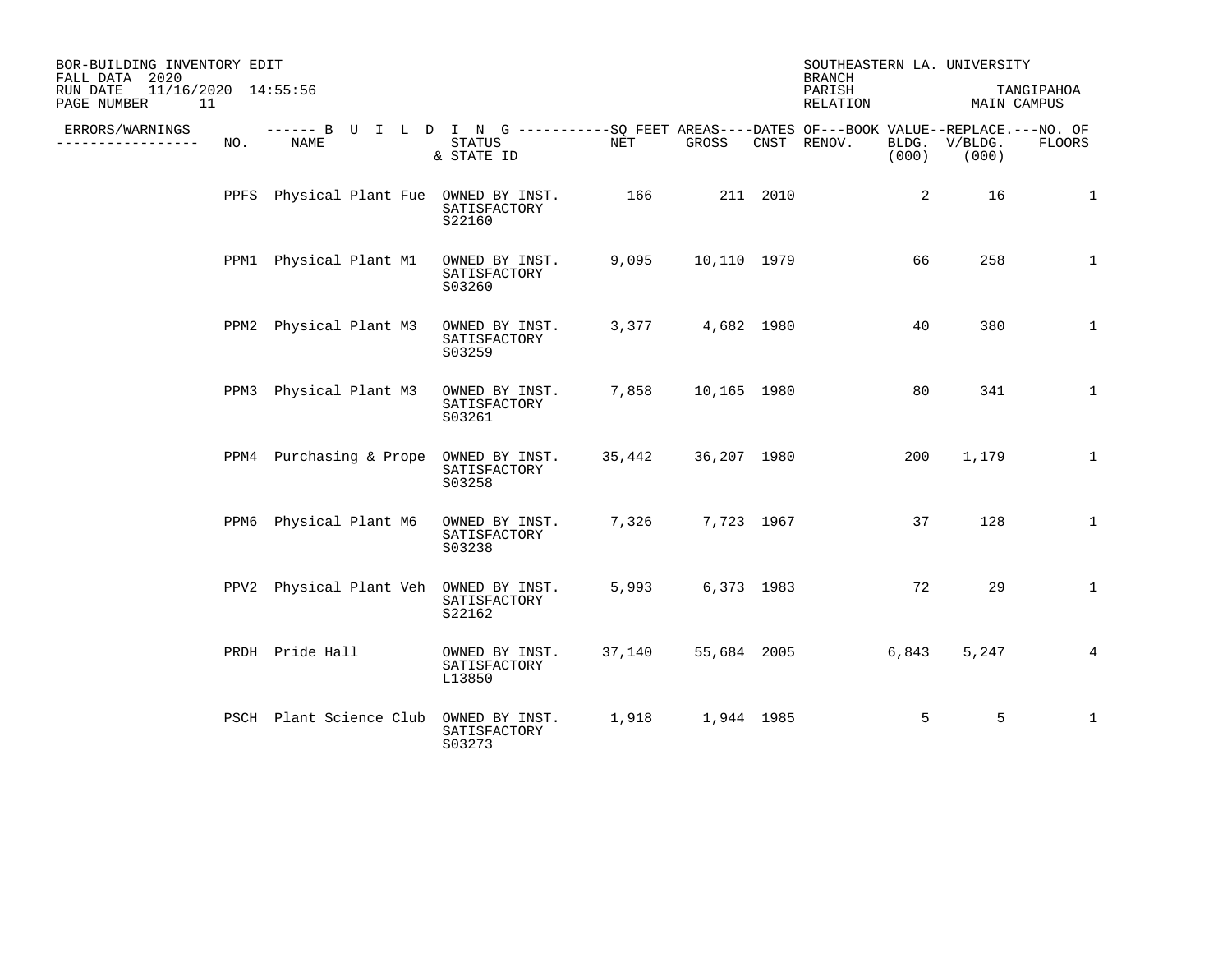BOR-BUILDING INVENTORY EDIT
FALL DATA 2020
RUN DATE 11/16/2020 14:55:56
PAGE NUMBER 11

SOUTHEASTERN LA. UNIVERSITY
BRANCH
PARISH TANGIPAHOA
RELATION MAIN CAMPUS

| ERRORS/WARNINGS | NO. | NAME | STATUS & STATE ID | NET | GROSS | CNST | RENOV. | BOOK VALUE BLDG. (000) | REPLACE. V/BLDG. (000) | NO. OF FLOORS |
|---|---|---|---|---|---|---|---|---|---|---|
| | PPFS | Physical Plant Fue | OWNED BY INST. SATISFACTORY S22160 | 166 | 211 | 2010 | | 2 | 16 | 1 |
| | PPM1 | Physical Plant M1 | OWNED BY INST. SATISFACTORY S03260 | 9,095 | 10,110 | 1979 | | 66 | 258 | 1 |
| | PPM2 | Physical Plant M3 | OWNED BY INST. SATISFACTORY S03259 | 3,377 | 4,682 | 1980 | | 40 | 380 | 1 |
| | PPM3 | Physical Plant M3 | OWNED BY INST. SATISFACTORY S03261 | 7,858 | 10,165 | 1980 | | 80 | 341 | 1 |
| | PPM4 | Purchasing & Prope | OWNED BY INST. SATISFACTORY S03258 | 35,442 | 36,207 | 1980 | | 200 | 1,179 | 1 |
| | PPM6 | Physical Plant M6 | OWNED BY INST. SATISFACTORY S03238 | 7,326 | 7,723 | 1967 | | 37 | 128 | 1 |
| | PPV2 | Physical Plant Veh | OWNED BY INST. SATISFACTORY S22162 | 5,993 | 6,373 | 1983 | | 72 | 29 | 1 |
| | PRDH | Pride Hall | OWNED BY INST. SATISFACTORY L13850 | 37,140 | 55,684 | 2005 | | 6,843 | 5,247 | 4 |
| | PSCH | Plant Science Club | OWNED BY INST. SATISFACTORY S03273 | 1,918 | 1,944 | 1985 | | 5 | 5 | 1 |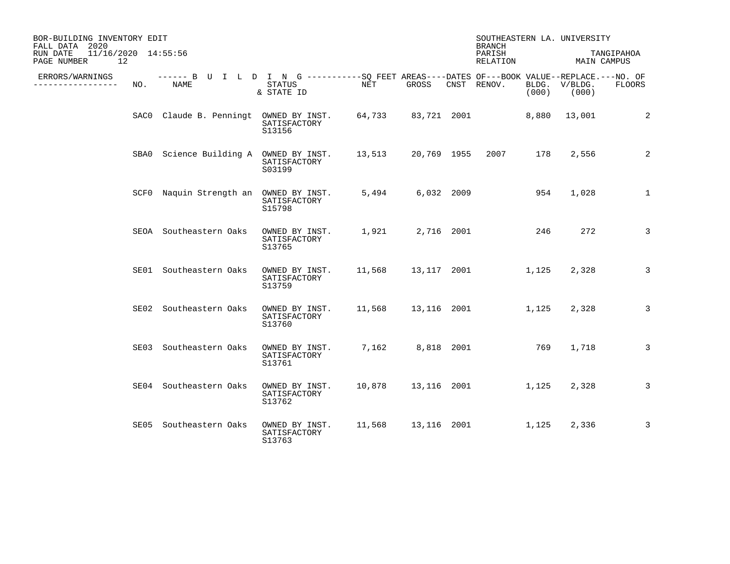BOR-BUILDING INVENTORY EDIT
FALL DATA 2020
RUN DATE 11/16/2020 14:55:56

SOUTHEASTERN LA. UNIVERSITY
BRANCH
PARISH TANGIPAHOA
RELATION MAIN CAMPUS

| ERRORS/WARNINGS | NO. | BUILDING NAME | STATUS & STATE ID | SQ FEET AREAS NET | SQ FEET AREAS GROSS | DATES OF CNST | DATES OF RENOV. | BOOK VALUE BLDG. (000) | REPLACE. V/BLDG. (000) | NO. OF FLOORS |
|---|---|---|---|---|---|---|---|---|---|---|
| | SAC0 | Claude B. Penningt | OWNED BY INST. SATISFACTORY S13156 | 64,733 | 83,721 | 2001 | | 8,880 | 13,001 | 2 |
| | SBA0 | Science Building A | OWNED BY INST. SATISFACTORY S03199 | 13,513 | 20,769 | 1955 | 2007 | 178 | 2,556 | 2 |
| | SCF0 | Naquin Strength an | OWNED BY INST. SATISFACTORY S15798 | 5,494 | 6,032 | 2009 | | 954 | 1,028 | 1 |
| | SEOA | Southeastern Oaks | OWNED BY INST. SATISFACTORY S13765 | 1,921 | 2,716 | 2001 | | 246 | 272 | 3 |
| | SE01 | Southeastern Oaks | OWNED BY INST. SATISFACTORY S13759 | 11,568 | 13,117 | 2001 | | 1,125 | 2,328 | 3 |
| | SE02 | Southeastern Oaks | OWNED BY INST. SATISFACTORY S13760 | 11,568 | 13,116 | 2001 | | 1,125 | 2,328 | 3 |
| | SE03 | Southeastern Oaks | OWNED BY INST. SATISFACTORY S13761 | 7,162 | 8,818 | 2001 | | 769 | 1,718 | 3 |
| | SE04 | Southeastern Oaks | OWNED BY INST. SATISFACTORY S13762 | 10,878 | 13,116 | 2001 | | 1,125 | 2,328 | 3 |
| | SE05 | Southeastern Oaks | OWNED BY INST. SATISFACTORY S13763 | 11,568 | 13,116 | 2001 | | 1,125 | 2,336 | 3 |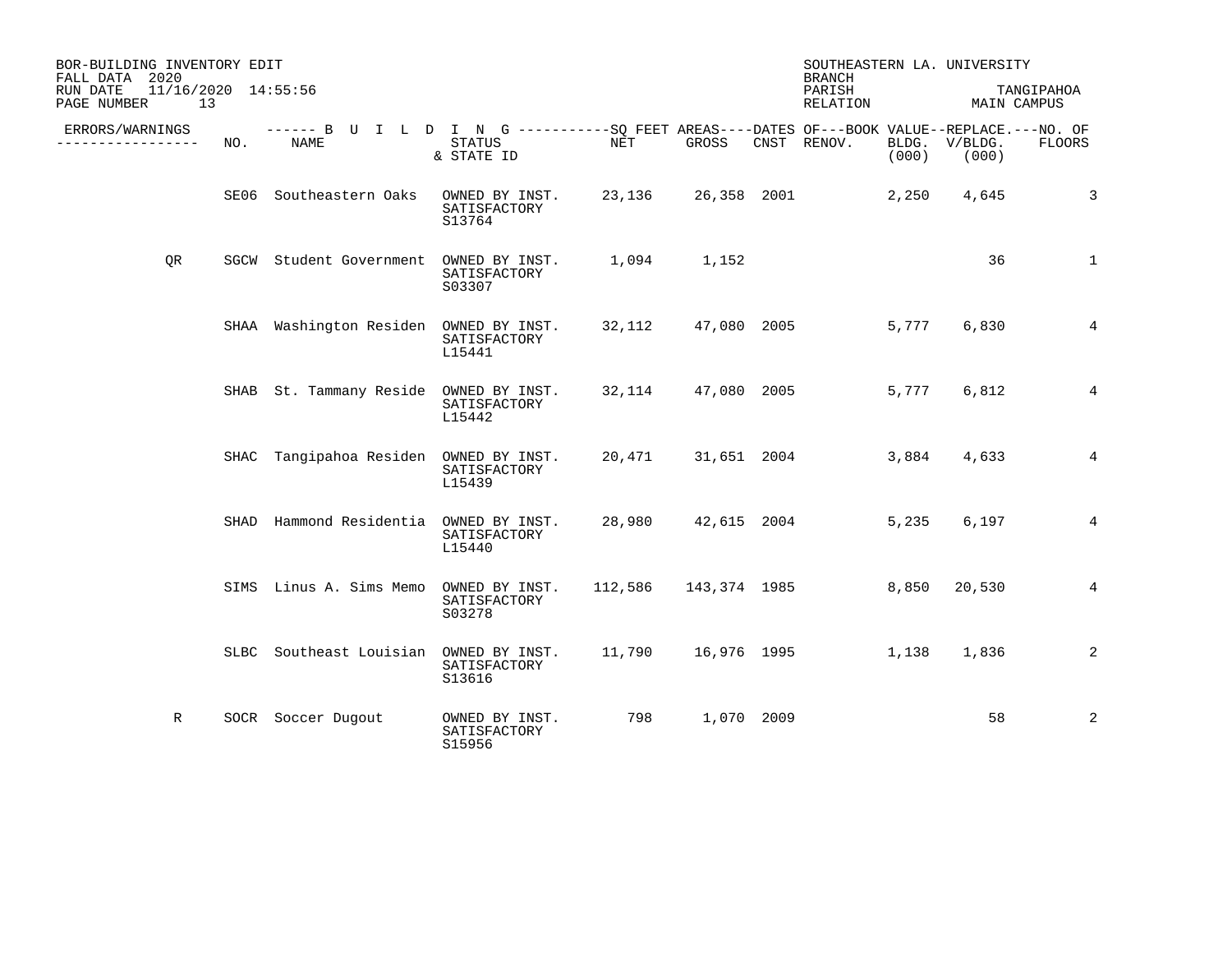BOR-BUILDING INVENTORY EDIT
FALL DATA 2020
RUN DATE 11/16/2020 14:55:56

SOUTHEASTERN LA. UNIVERSITY
BRANCH
PARISH TANGIPAHOA
RELATION MAIN CAMPUS

| ERRORS/WARNINGS | NO. | NAME | STATUS & STATE ID | NET | GROSS | CNST | RENOV. | BLDG. (000) | V/BLDG. (000) | FLOORS |
|---|---|---|---|---|---|---|---|---|---|---|
| | SE06 | Southeastern Oaks | OWNED BY INST. SATISFACTORY S13764 | 23,136 | 26,358 | 2001 | | 2,250 | 4,645 | 3 |
| QR | SGCW | Student Government | OWNED BY INST. SATISFACTORY S03307 | 1,094 | 1,152 | | | | 36 | 1 |
| | SHAA | Washington Residen | OWNED BY INST. SATISFACTORY L15441 | 32,112 | 47,080 | 2005 | | 5,777 | 6,830 | 4 |
| | SHAB | St. Tammany Reside | OWNED BY INST. SATISFACTORY L15442 | 32,114 | 47,080 | 2005 | | 5,777 | 6,812 | 4 |
| | SHAC | Tangipahoa Residen | OWNED BY INST. SATISFACTORY L15439 | 20,471 | 31,651 | 2004 | | 3,884 | 4,633 | 4 |
| | SHAD | Hammond Residentia | OWNED BY INST. SATISFACTORY L15440 | 28,980 | 42,615 | 2004 | | 5,235 | 6,197 | 4 |
| | SIMS | Linus A. Sims Memo | OWNED BY INST. SATISFACTORY S03278 | 112,586 | 143,374 | 1985 | | 8,850 | 20,530 | 4 |
| | SLBC | Southeast Louisian | OWNED BY INST. SATISFACTORY S13616 | 11,790 | 16,976 | 1995 | | 1,138 | 1,836 | 2 |
| R | SOCR | Soccer Dugout | OWNED BY INST. SATISFACTORY S15956 | 798 | 1,070 | 2009 | | | 58 | 2 |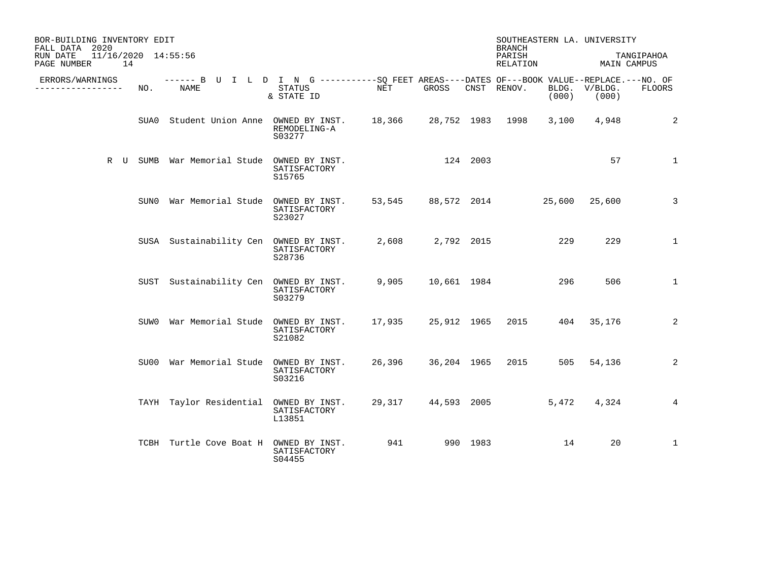BOR-BUILDING INVENTORY EDIT
FALL DATA 2020
RUN DATE 11/16/2020 14:55:56

SOUTHEASTERN LA. UNIVERSITY
BRANCH
PARISH TANGIPAHOA
RELATION MAIN CAMPUS

| ERRORS/WARNINGS | NO. | NAME | STATUS & STATE ID | NET | GROSS | CNST | RENOV. | BLDG. (000) | V/BLDG. (000) | NO. OF FLOORS |
|---|---|---|---|---|---|---|---|---|---|---|
| | SUA0 | Student Union Anne | OWNED BY INST. REMODELING-A S03277 | 18,366 | 28,752 | 1983 | 1998 | 3,100 | 4,948 | 2 |
| R U | SUMB | War Memorial Stude | OWNED BY INST. SATISFACTORY S15765 | | 124 | 2003 | | | 57 | 1 |
| | SUN0 | War Memorial Stude | OWNED BY INST. SATISFACTORY S23027 | 53,545 | 88,572 | 2014 | | 25,600 | 25,600 | 3 |
| | SUSA | Sustainability Cen | OWNED BY INST. SATISFACTORY S28736 | 2,608 | 2,792 | 2015 | | 229 | 229 | 1 |
| | SUST | Sustainability Cen | OWNED BY INST. SATISFACTORY S03279 | 9,905 | 10,661 | 1984 | | 296 | 506 | 1 |
| | SUW0 | War Memorial Stude | OWNED BY INST. SATISFACTORY S21082 | 17,935 | 25,912 | 1965 | 2015 | 404 | 35,176 | 2 |
| | SU00 | War Memorial Stude | OWNED BY INST. SATISFACTORY S03216 | 26,396 | 36,204 | 1965 | 2015 | 505 | 54,136 | 2 |
| | TAYH | Taylor Residential | OWNED BY INST. SATISFACTORY L13851 | 29,317 | 44,593 | 2005 | | 5,472 | 4,324 | 4 |
| | TCBH | Turtle Cove Boat H | OWNED BY INST. SATISFACTORY S04455 | 941 | 990 | 1983 | | 14 | 20 | 1 |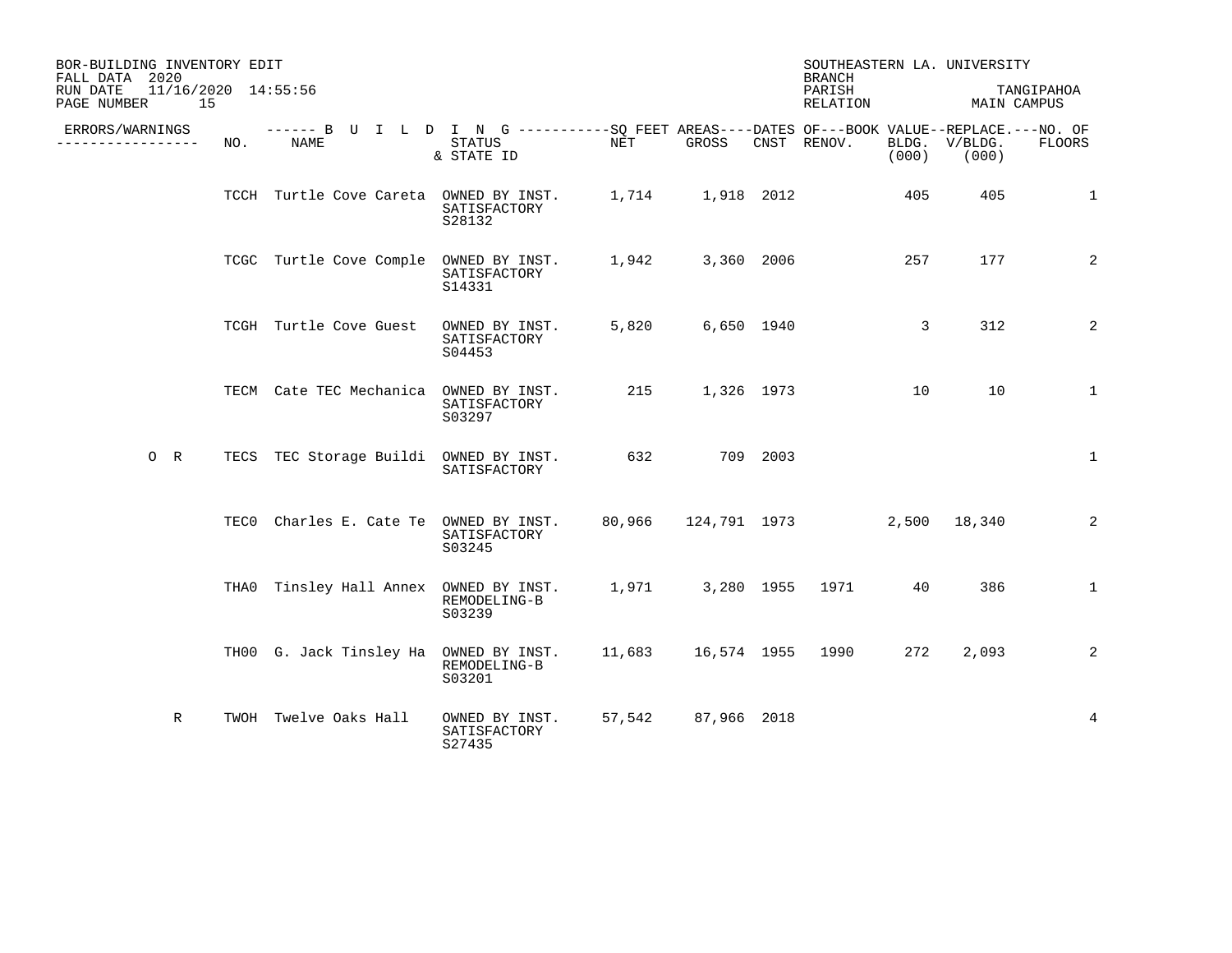BOR-BUILDING INVENTORY EDIT
FALL DATA 2020
RUN DATE 11/16/2020 14:55:56

SOUTHEASTERN LA. UNIVERSITY
BRANCH
PARISH TANGIPAHOA
RELATION MAIN CAMPUS

| ERRORS/WARNINGS | NO. | NAME | STATUS & STATE ID | NET | GROSS | CNST | RENOV. | BOOK VALUE BLDG. (000) | REPLACE. V/BLDG. (000) | NO. OF FLOORS |
|---|---|---|---|---|---|---|---|---|---|---|
| | TCCH | Turtle Cove Careta | OWNED BY INST. SATISFACTORY S28132 | 1,714 | 1,918 | 2012 | | 405 | 405 | 1 |
| | TCGC | Turtle Cove Comple | OWNED BY INST. SATISFACTORY S14331 | 1,942 | 3,360 | 2006 | | 257 | 177 | 2 |
| | TCGH | Turtle Cove Guest | OWNED BY INST. SATISFACTORY S04453 | 5,820 | 6,650 | 1940 | | 3 | 312 | 2 |
| | TECM | Cate TEC Mechanica | OWNED BY INST. SATISFACTORY S03297 | 215 | 1,326 | 1973 | | 10 | 10 | 1 |
| O R | TECS | TEC Storage Buildi | OWNED BY INST. SATISFACTORY | 632 | 709 | 2003 | | | | 1 |
| | TEC0 | Charles E. Cate Te | OWNED BY INST. SATISFACTORY S03245 | 80,966 | 124,791 | 1973 | | 2,500 | 18,340 | 2 |
| | THA0 | Tinsley Hall Annex | OWNED BY INST. REMODELING-B S03239 | 1,971 | 3,280 | 1955 | 1971 | 40 | 386 | 1 |
| | TH00 | G. Jack Tinsley Ha | OWNED BY INST. REMODELING-B S03201 | 11,683 | 16,574 | 1955 | 1990 | 272 | 2,093 | 2 |
| R | TWOH | Twelve Oaks Hall | OWNED BY INST. SATISFACTORY S27435 | 57,542 | 87,966 | 2018 | | | | 4 |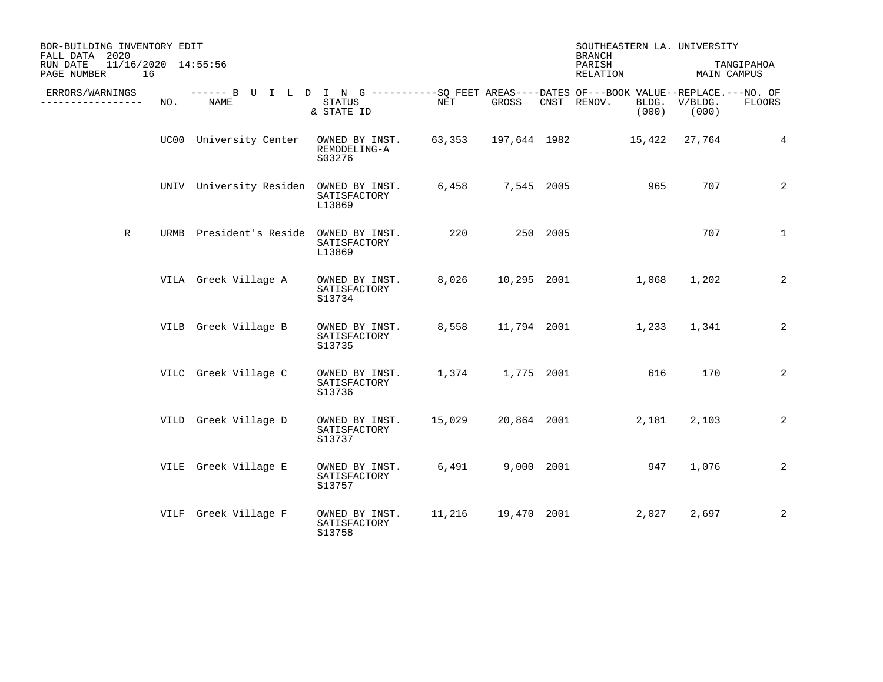BOR-BUILDING INVENTORY EDIT
FALL DATA 2020
RUN DATE 11/16/2020 14:55:56

SOUTHEASTERN LA. UNIVERSITY
BRANCH
PARISH TANGIPAHOA
RELATION MAIN CAMPUS

| ERRORS/WARNINGS | NO. | NAME | STATUS & STATE ID | NET | GROSS | CNST | RENOV. | BOOK VALUE BLDG. (000) | REPLACE. V/BLDG. (000) | NO. OF FLOORS |
|---|---|---|---|---|---|---|---|---|---|---|
| | UC00 | University Center | OWNED BY INST. REMODELING-A S03276 | 63,353 | 197,644 | 1982 | | 15,422 | 27,764 | 4 |
| | UNIV | University Residen | OWNED BY INST. SATISFACTORY L13869 | 6,458 | 7,545 | 2005 | | 965 | 707 | 2 |
| R | URMB | President's Reside | OWNED BY INST. SATISFACTORY L13869 | 220 | 250 | 2005 | | | 707 | 1 |
| | VILA | Greek Village A | OWNED BY INST. SATISFACTORY S13734 | 8,026 | 10,295 | 2001 | | 1,068 | 1,202 | 2 |
| | VILB | Greek Village B | OWNED BY INST. SATISFACTORY S13735 | 8,558 | 11,794 | 2001 | | 1,233 | 1,341 | 2 |
| | VILC | Greek Village C | OWNED BY INST. SATISFACTORY S13736 | 1,374 | 1,775 | 2001 | | 616 | 170 | 2 |
| | VILD | Greek Village D | OWNED BY INST. SATISFACTORY S13737 | 15,029 | 20,864 | 2001 | | 2,181 | 2,103 | 2 |
| | VILE | Greek Village E | OWNED BY INST. SATISFACTORY S13757 | 6,491 | 9,000 | 2001 | | 947 | 1,076 | 2 |
| | VILF | Greek Village F | OWNED BY INST. SATISFACTORY S13758 | 11,216 | 19,470 | 2001 | | 2,027 | 2,697 | 2 |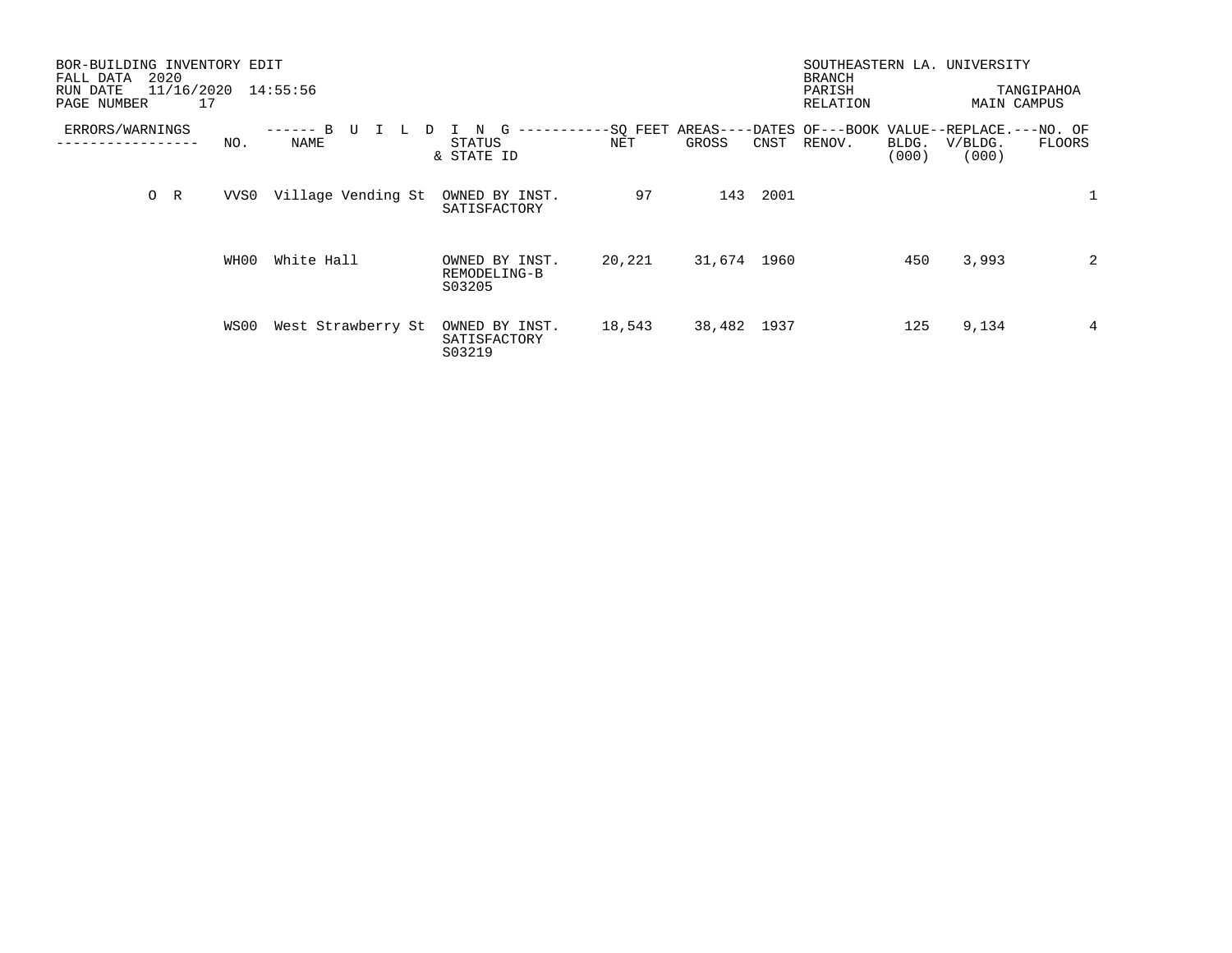BOR-BUILDING INVENTORY EDIT
FALL DATA 2020
RUN DATE 11/16/2020 14:55:56

SOUTHEASTERN LA. UNIVERSITY
BRANCH
PARISH TANGIPAHOA
RELATION MAIN CAMPUS

| ERRORS/WARNINGS | NO. | BUILDING NAME | STATUS & STATE ID | SQ FEET AREAS NET | SQ FEET AREAS GROSS | DATES OF CNST | DATES OF RENOV. | BOOK VALUE BLDG. (000) | REPLACE. V/BLDG. (000) | NO. OF FLOORS |
|---|---|---|---|---|---|---|---|---|---|---|
| O R | VVS0 | Village Vending St | OWNED BY INST. SATISFACTORY | 97 | 143 | 2001 | | | | 1 |
| | WH00 | White Hall | OWNED BY INST. REMODELING-B S03205 | 20,221 | 31,674 | 1960 | | 450 | 3,993 | 2 |
| | WS00 | West Strawberry St | OWNED BY INST. SATISFACTORY S03219 | 18,543 | 38,482 | 1937 | | 125 | 9,134 | 4 |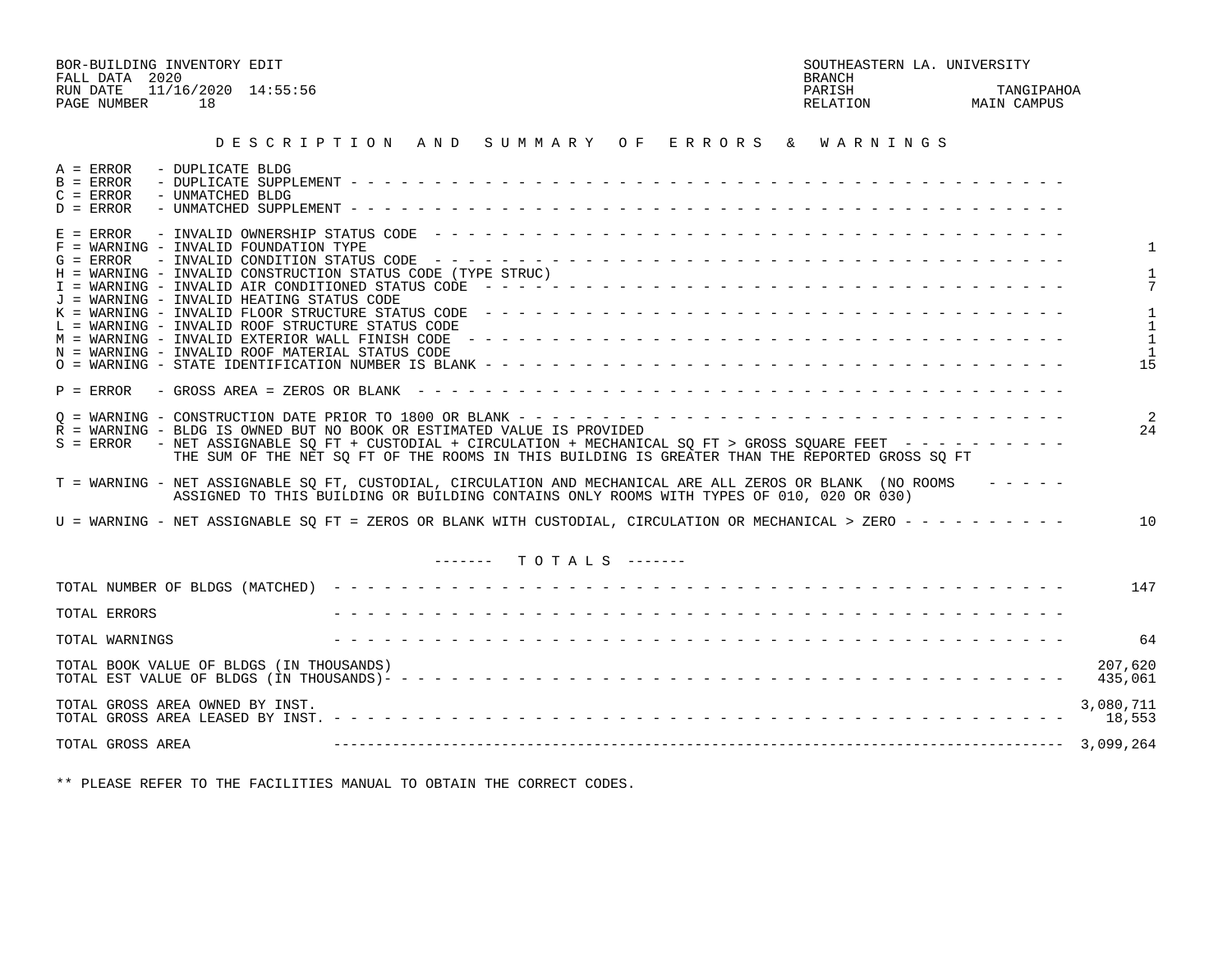BOR-BUILDING INVENTORY EDIT
FALL DATA 2020
RUN DATE 11/16/2020 14:55:56
PAGE NUMBER 18

SOUTHEASTERN LA. UNIVERSITY
BRANCH
PARISH TANGIPAHOA
RELATION MAIN CAMPUS

## D E S C R I P T I O N A N D S U M M A R Y O F E R R O R S & W A R N I N G S

| Code | Description | Count |
|---|---|---|
| A = ERROR | DUPLICATE BLDG | |
| B = ERROR | DUPLICATE SUPPLEMENT | |
| C = ERROR | UNMATCHED BLDG | |
| D = ERROR | UNMATCHED SUPPLEMENT | |
| E = ERROR | INVALID OWNERSHIP STATUS CODE | |
| F = WARNING | INVALID FOUNDATION TYPE | 1 |
| G = ERROR | INVALID CONDITION STATUS CODE | |
| H = WARNING | INVALID CONSTRUCTION STATUS CODE (TYPE STRUC) | 1 |
| I = WARNING | INVALID AIR CONDITIONED STATUS CODE | 7 |
| J = WARNING | INVALID HEATING STATUS CODE | |
| K = WARNING | INVALID FLOOR STRUCTURE STATUS CODE | 1 |
| L = WARNING | INVALID ROOF STRUCTURE STATUS CODE | 1 |
| M = WARNING | INVALID EXTERIOR WALL FINISH CODE | 1 |
| N = WARNING | INVALID ROOF MATERIAL STATUS CODE | 1 |
| O = WARNING | STATE IDENTIFICATION NUMBER IS BLANK | 15 |
| P = ERROR | GROSS AREA = ZEROS OR BLANK | |
| Q = WARNING | CONSTRUCTION DATE PRIOR TO 1800 OR BLANK | 2 |
| R = WARNING | BLDG IS OWNED BUT NO BOOK OR ESTIMATED VALUE IS PROVIDED | 24 |
| S = ERROR | NET ASSIGNABLE SQ FT + CUSTODIAL + CIRCULATION + MECHANICAL SQ FT > GROSS SQUARE FEET<br>THE SUM OF THE NET SQ FT OF THE ROOMS IN THIS BUILDING IS GREATER THAN THE REPORTED GROSS SQ FT | |
| T = WARNING | NET ASSIGNABLE SQ FT, CUSTODIAL, CIRCULATION AND MECHANICAL ARE ALL ZEROS OR BLANK (NO ROOMS ASSIGNED TO THIS BUILDING OR BUILDING CONTAINS ONLY ROOMS WITH TYPES OF 010, 020 OR 030) | |
| U = WARNING | NET ASSIGNABLE SQ FT = ZEROS OR BLANK WITH CUSTODIAL, CIRCULATION OR MECHANICAL > ZERO | 10 |

## ------- T O T A L S -------

| | |
|---|---|
| TOTAL NUMBER OF BLDGS (MATCHED) | 147 |
| TOTAL ERRORS | |
| TOTAL WARNINGS | 64 |
| TOTAL BOOK VALUE OF BLDGS (IN THOUSANDS) | 207,620 |
| TOTAL EST VALUE OF BLDGS (IN THOUSANDS) | 435,061 |
| TOTAL GROSS AREA OWNED BY INST. | 3,080,711 |
| TOTAL GROSS AREA LEASED BY INST. | 18,553 |
| TOTAL GROSS AREA | 3,099,264 |

** PLEASE REFER TO THE FACILITIES MANUAL TO OBTAIN THE CORRECT CODES.